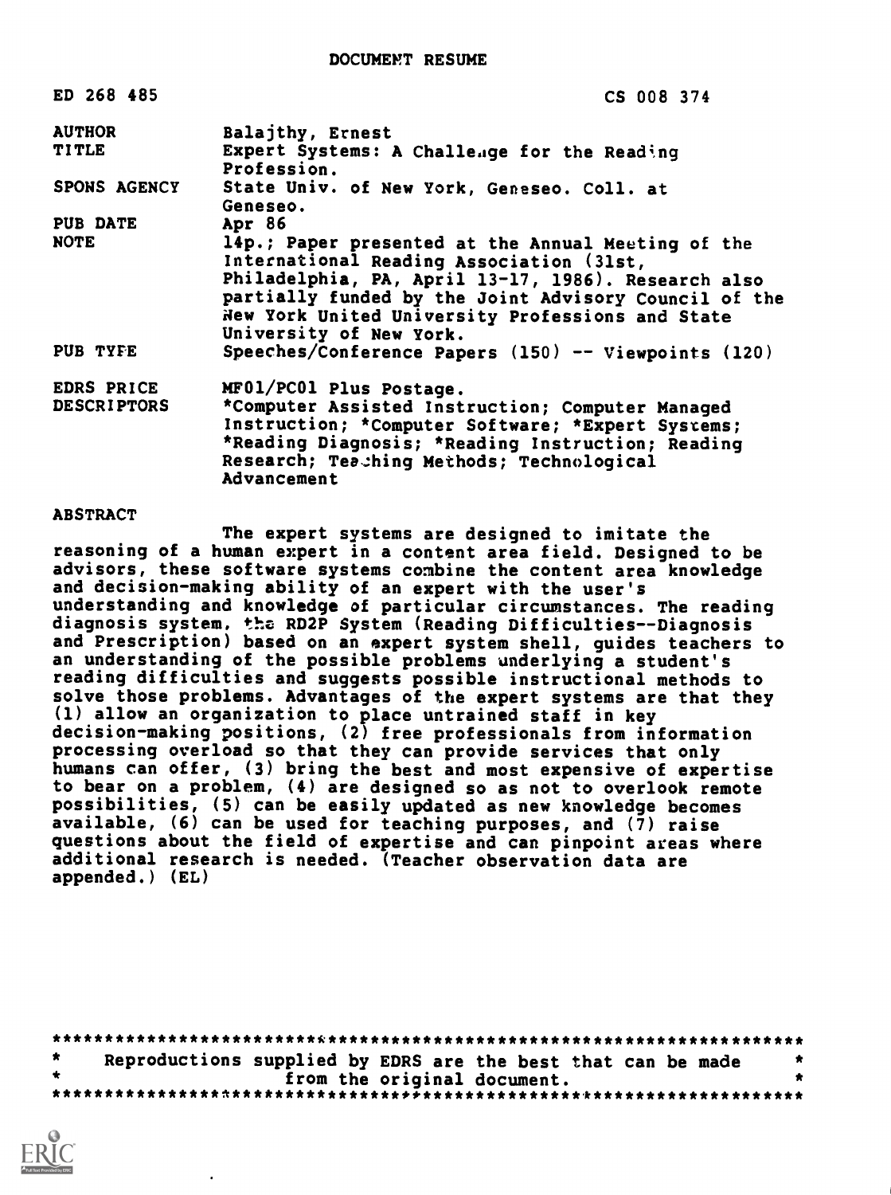DOCUMENT RESUME

| | |
|---|---|
| ED 268 485 | CS 008 374 |
| AUTHOR | Balajthy, Ernest |
| TITLE | Expert Systems: A Challenge for the Reading Profession. |
| SPONS AGENCY | State Univ. of New York, Geneseo. Coll. at Geneseo. |
| PUB DATE | Apr 86 |
| NOTE | 14p.; Paper presented at the Annual Meeting of the International Reading Association (31st, Philadelphia, PA, April 13-17, 1986). Research also partially funded by the Joint Advisory Council of the New York United University Professions and State University of New York. |
| PUB TYPE | Speeches/Conference Papers (150) -- Viewpoints (120) |
| EDRS PRICE | MF01/PC01 Plus Postage. |
| DESCRIPTORS | *Computer Assisted Instruction; Computer Managed Instruction; *Computer Software; *Expert Systems; *Reading Diagnosis; *Reading Instruction; Reading Research; Teaching Methods; Technological Advancement |

ABSTRACT

The expert systems are designed to imitate the reasoning of a human expert in a content area field. Designed to be advisors, these software systems combine the content area knowledge and decision-making ability of an expert with the user's understanding and knowledge of particular circumstances. The reading diagnosis system, the RD2P System (Reading Difficulties--Diagnosis and Prescription) based on an expert system shell, guides teachers to an understanding of the possible problems underlying a student's reading difficulties and suggests possible instructional methods to solve those problems. Advantages of the expert systems are that they (1) allow an organization to place untrained staff in key decision-making positions, (2) free professionals from information processing overload so that they can provide services that only humans can offer, (3) bring the best and most expensive of expertise to bear on a problem, (4) are designed so as not to overlook remote possibilities, (5) can be easily updated as new knowledge becomes available, (6) can be used for teaching purposes, and (7) raise questions about the field of expertise and can pinpoint areas where additional research is needed. (Teacher observation data are appended.) (EL)

***********************************************************************
* Reproductions supplied by EDRS are the best that can be made *
* from the original document. *
***********************************************************************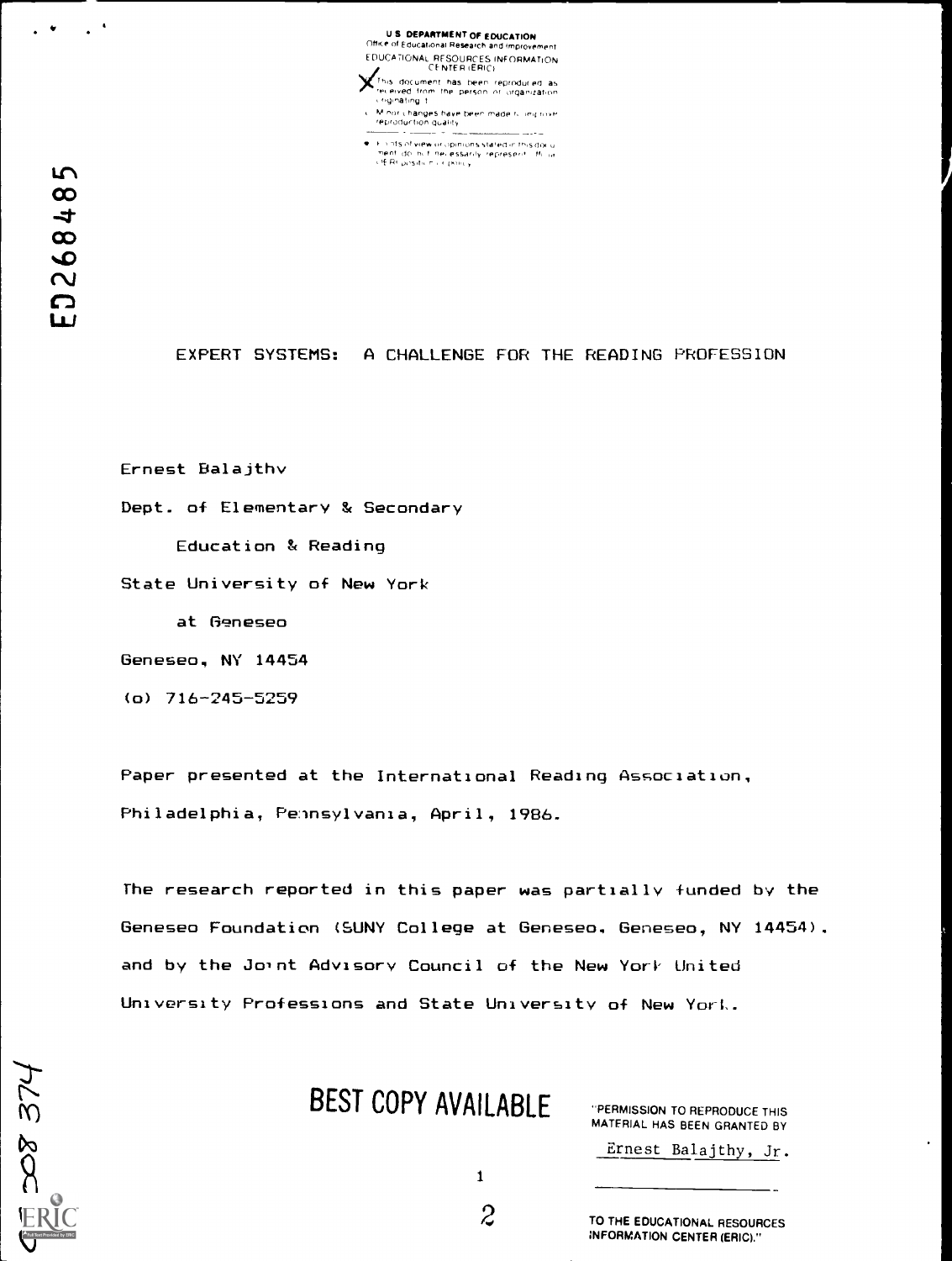U.S. DEPARTMENT OF EDUCATION
Office of Educational Research and Improvement
EDUCATIONAL RESOURCES INFORMATION CENTER (ERIC)

- This document has been reproduced as received from the person or organization originating it.
- Minor changes have been made to improve reproduction quality.
- Points of view or opinions stated in this document do not necessarily represent official OERI position or policy.

ED268485

# EXPERT SYSTEMS: A CHALLENGE FOR THE READING PROFESSION

Ernest Balajthy

Dept. of Elementary & Secondary

Education & Reading

State University of New York

at Geneseo

Geneseo, NY 14454

(o) 716-245-5259

Paper presented at the International Reading Association, Philadelphia, Pennsylvania, April, 1986.

The research reported in this paper was partially funded by the Geneseo Foundation (SUNY College at Geneseo, Geneseo, NY 14454), and by the Joint Advisory Council of the New York United University Professions and State University of New York.

BEST COPY AVAILABLE

"PERMISSION TO REPRODUCE THIS MATERIAL HAS BEEN GRANTED BY

Ernest Balajthy, Jr.

TO THE EDUCATIONAL RESOURCES INFORMATION CENTER (ERIC)."

CS 008 374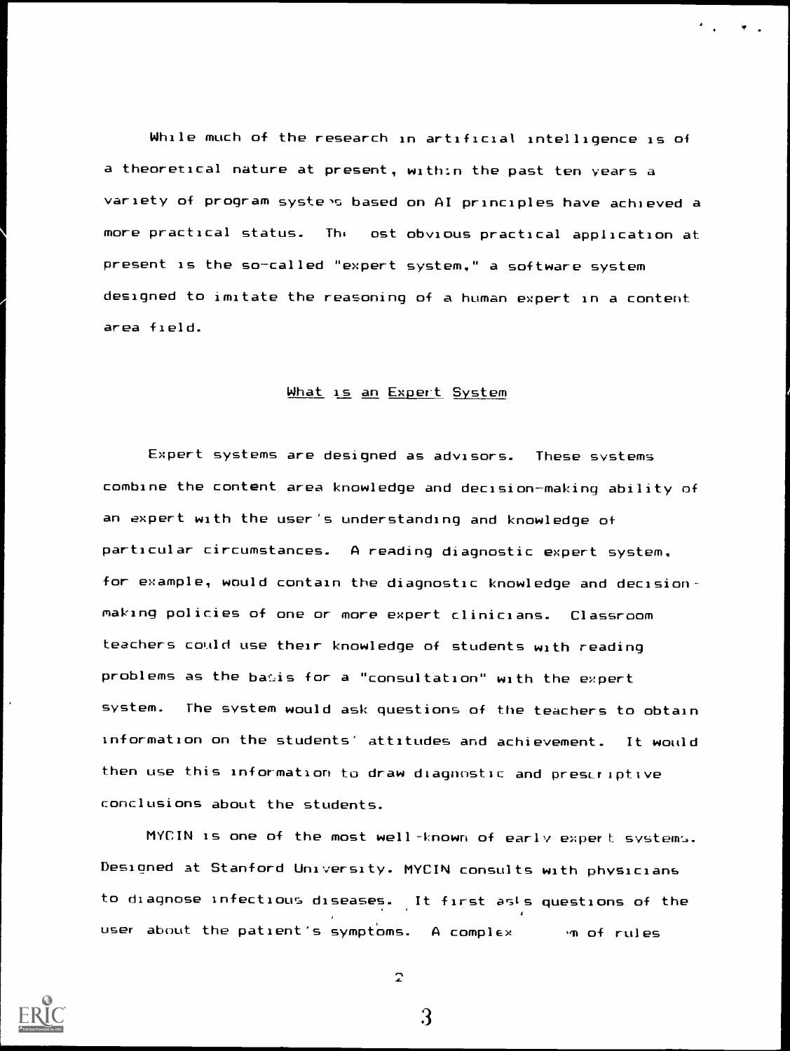While much of the research in artificial intelligence is of a theoretical nature at present, within the past ten years a variety of program systems based on AI principles have achieved a more practical status. The most obvious practical application at present is the so-called "expert system," a software system designed to imitate the reasoning of a human expert in a content area field.

## What is an Expert System

Expert systems are designed as advisors. These systems combine the content area knowledge and decision-making ability of an expert with the user's understanding and knowledge of particular circumstances. A reading diagnostic expert system, for example, would contain the diagnostic knowledge and decision-making policies of one or more expert clinicians. Classroom teachers could use their knowledge of students with reading problems as the basis for a "consultation" with the expert system. The system would ask questions of the teachers to obtain information on the students' attitudes and achievement. It would then use this information to draw diagnostic and prescriptive conclusions about the students.

MYCIN is one of the most well-known of early expert systems. Designed at Stanford University, MYCIN consults with physicians to diagnose infectious diseases. It first asks questions of the user about the patient's symptoms. A complex m of rules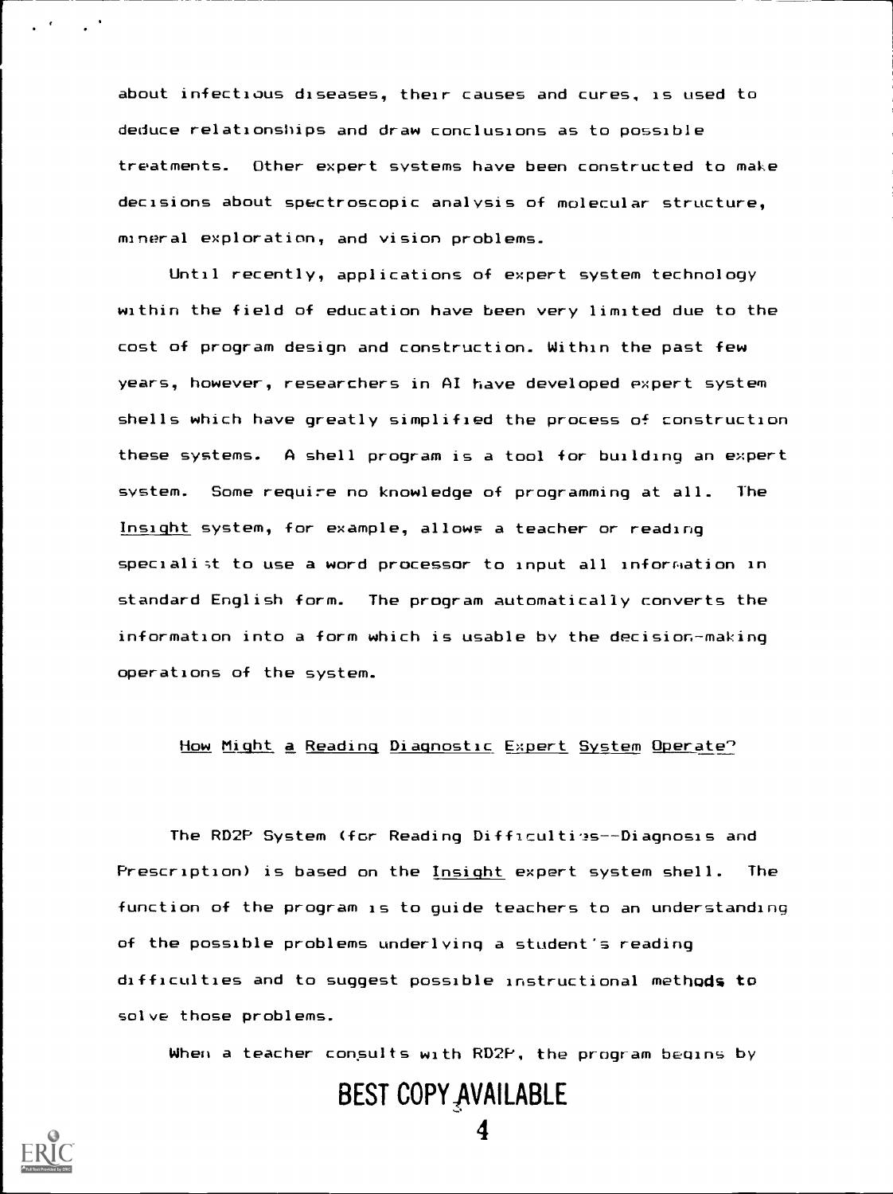about infectious diseases, their causes and cures, is used to deduce relationships and draw conclusions as to possible treatments. Other expert systems have been constructed to make decisions about spectroscopic analysis of molecular structure, mineral exploration, and vision problems.

Until recently, applications of expert system technology within the field of education have been very limited due to the cost of program design and construction. Within the past few years, however, researchers in AI have developed expert system shells which have greatly simplified the process of construction these systems. A shell program is a tool for building an expert system. Some require no knowledge of programming at all. The _Insight_ system, for example, allows a teacher or reading specialist to use a word processor to input all information in standard English form. The program automatically converts the information into a form which is usable by the decision-making operations of the system.

## How Might a Reading Diagnostic Expert System Operate?

The RD2P System (for Reading Difficulties--Diagnosis and Prescription) is based on the _Insight_ expert system shell. The function of the program is to guide teachers to an understanding of the possible problems underlying a student's reading difficulties and to suggest possible instructional methods to solve those problems.

When a teacher consults with RD2P, the program begins by

BEST COPY AVAILABLE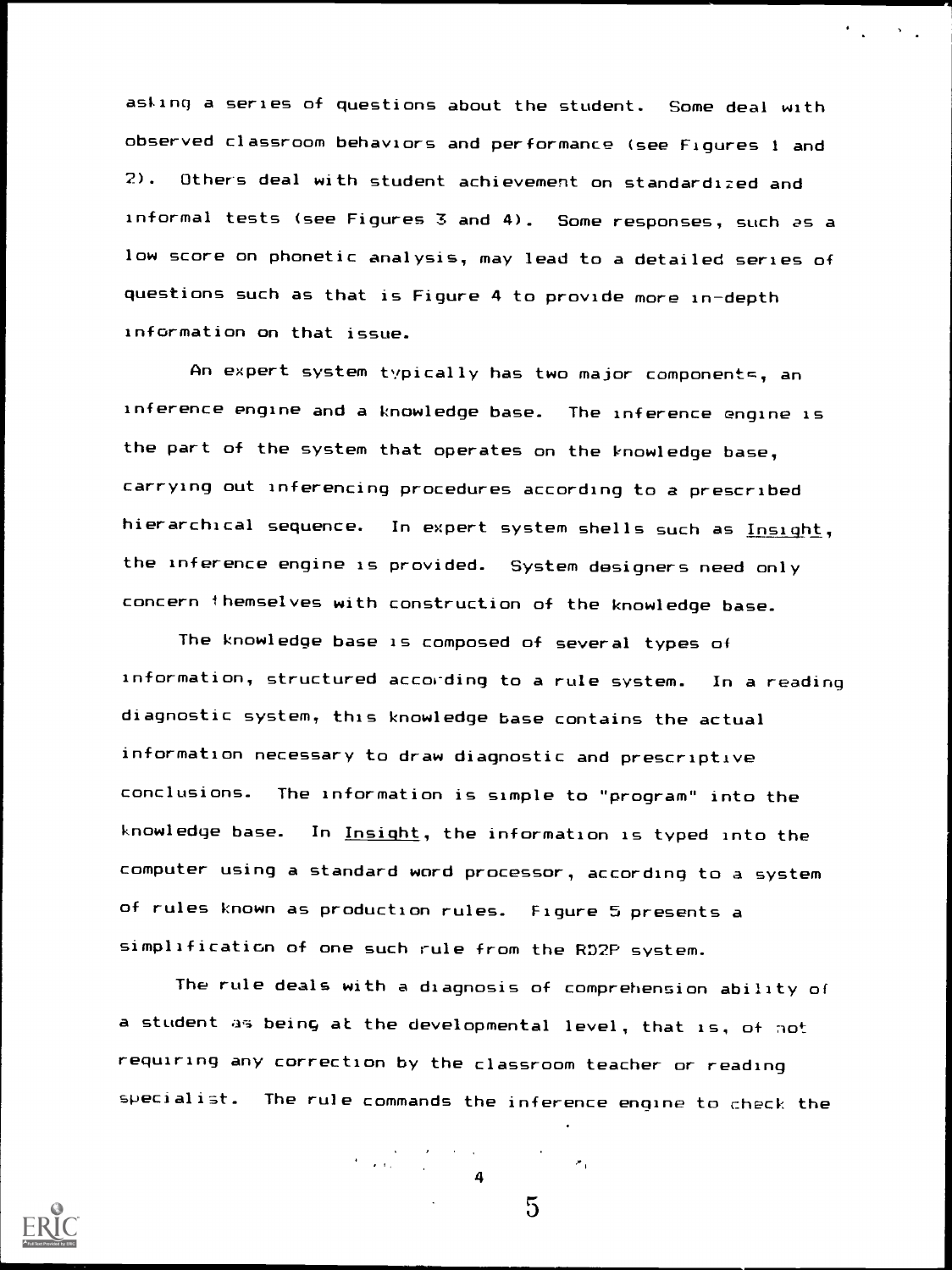asking a series of questions about the student. Some deal with observed classroom behaviors and performance (see Figures 1 and 2). Others deal with student achievement on standardized and informal tests (see Figures 3 and 4). Some responses, such as a low score on phonetic analysis, may lead to a detailed series of questions such as that is Figure 4 to provide more in-depth information on that issue.

An expert system typically has two major components, an inference engine and a knowledge base. The inference engine is the part of the system that operates on the knowledge base, carrying out inferencing procedures according to a prescribed hierarchical sequence. In expert system shells such as Insight, the inference engine is provided. System designers need only concern themselves with construction of the knowledge base.

The knowledge base is composed of several types of information, structured according to a rule system. In a reading diagnostic system, this knowledge base contains the actual information necessary to draw diagnostic and prescriptive conclusions. The information is simple to "program" into the knowledge base. In Insight, the information is typed into the computer using a standard word processor, according to a system of rules known as production rules. Figure 5 presents a simplification of one such rule from the RD2P system.

The rule deals with a diagnosis of comprehension ability of a student as being at the developmental level, that is, of not requiring any correction by the classroom teacher or reading specialist. The rule commands the inference engine to check the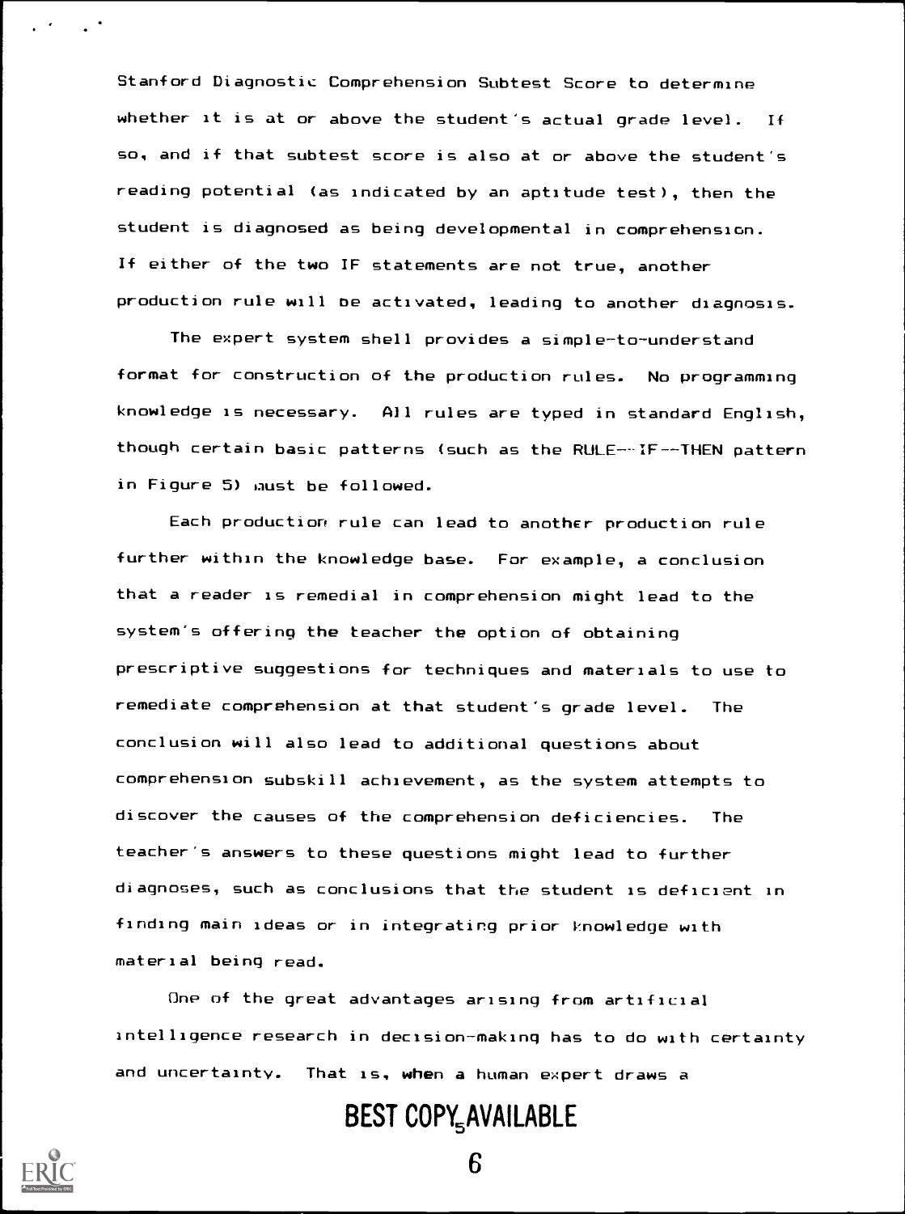Stanford Diagnostic Comprehension Subtest Score to determine whether it is at or above the student's actual grade level. If so, and if that subtest score is also at or above the student's reading potential (as indicated by an aptitude test), then the student is diagnosed as being developmental in comprehension. If either of the two IF statements are not true, another production rule will be activated, leading to another diagnosis.

The expert system shell provides a simple-to-understand format for construction of the production rules. No programming knowledge is necessary. All rules are typed in standard English, though certain basic patterns (such as the RULE--IF--THEN pattern in Figure 5) must be followed.

Each production rule can lead to another production rule further within the knowledge base. For example, a conclusion that a reader is remedial in comprehension might lead to the system's offering the teacher the option of obtaining prescriptive suggestions for techniques and materials to use to remediate comprehension at that student's grade level. The conclusion will also lead to additional questions about comprehension subskill achievement, as the system attempts to discover the causes of the comprehension deficiencies. The teacher's answers to these questions might lead to further diagnoses, such as conclusions that the student is deficient in finding main ideas or in integrating prior knowledge with material being read.

One of the great advantages arising from artificial intelligence research in decision-making has to do with certainty and uncertainty. That is, when a human expert draws a

BEST COPY AVAILABLE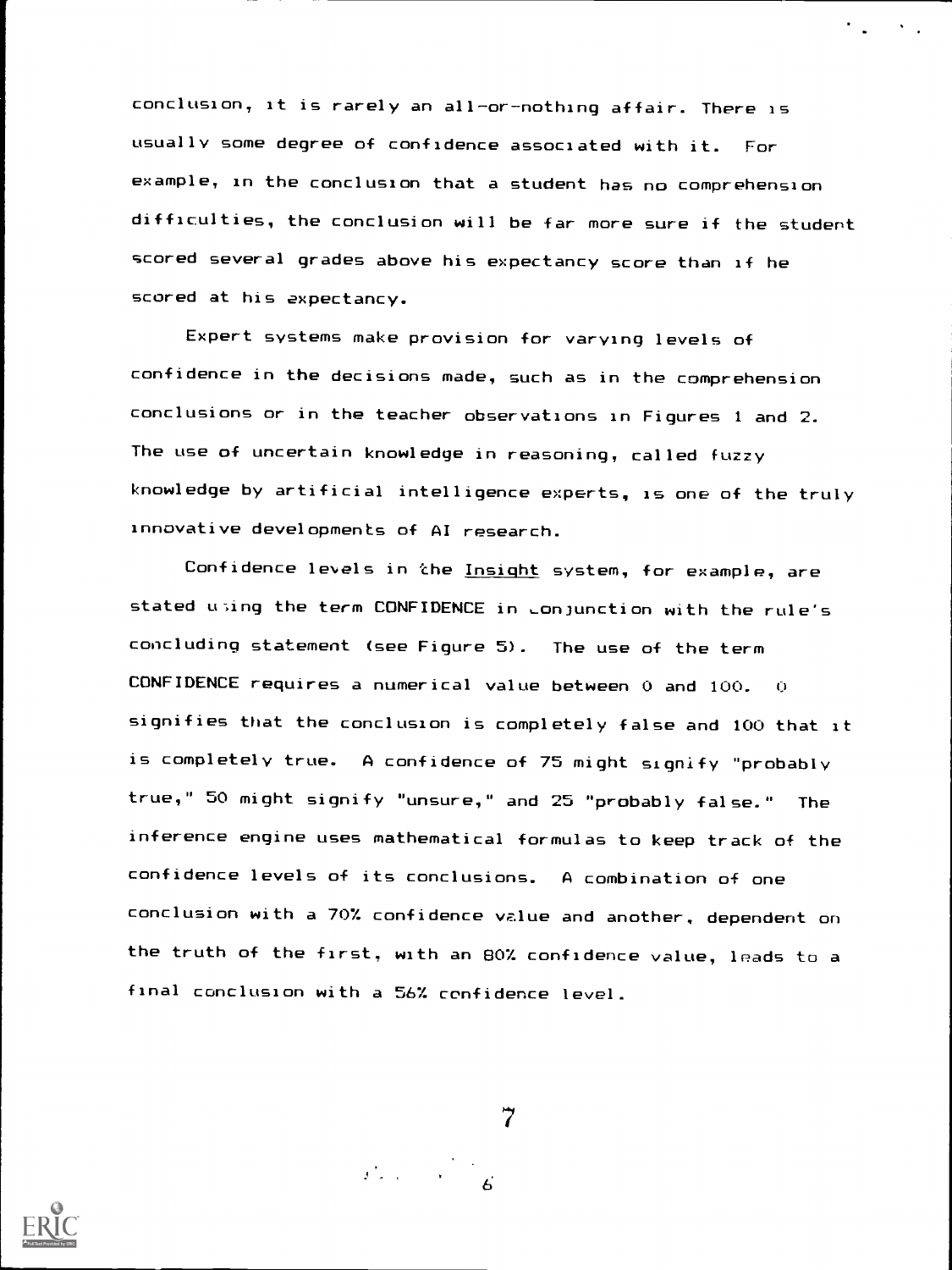conclusion, it is rarely an all-or-nothing affair. There is usually some degree of confidence associated with it. For example, in the conclusion that a student has no comprehension difficulties, the conclusion will be far more sure if the student scored several grades above his expectancy score than if he scored at his expectancy.

Expert systems make provision for varying levels of confidence in the decisions made, such as in the comprehension conclusions or in the teacher observations in Figures 1 and 2. The use of uncertain knowledge in reasoning, called fuzzy knowledge by artificial intelligence experts, is one of the truly innovative developments of AI research.

Confidence levels in the Insight system, for example, are stated using the term CONFIDENCE in conjunction with the rule's concluding statement (see Figure 5). The use of the term CONFIDENCE requires a numerical value between 0 and 100. 0 signifies that the conclusion is completely false and 100 that it is completely true. A confidence of 75 might signify "probably true," 50 might signify "unsure," and 25 "probably false." The inference engine uses mathematical formulas to keep track of the confidence levels of its conclusions. A combination of one conclusion with a 70% confidence value and another, dependent on the truth of the first, with an 80% confidence value, leads to a final conclusion with a 56% confidence level.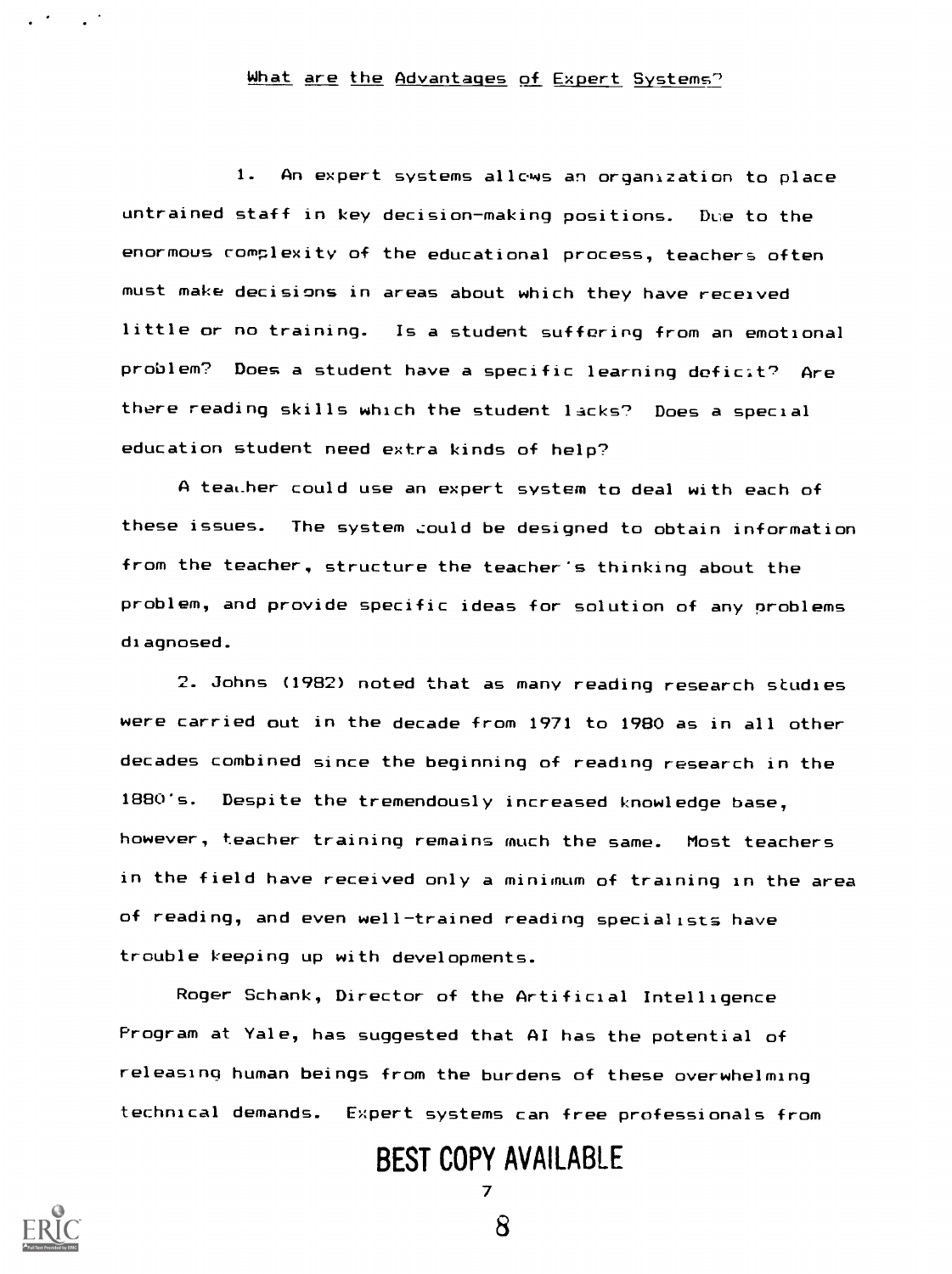## What are the Advantages of Expert Systems?

1. An expert systems allows an organization to place untrained staff in key decision-making positions. Due to the enormous complexity of the educational process, teachers often must make decisions in areas about which they have received little or no training. Is a student suffering from an emotional problem? Does a student have a specific learning deficit? Are there reading skills which the student lacks? Does a special education student need extra kinds of help?

A teacher could use an expert system to deal with each of these issues. The system could be designed to obtain information from the teacher, structure the teacher's thinking about the problem, and provide specific ideas for solution of any problems diagnosed.

2. Johns (1982) noted that as many reading research studies were carried out in the decade from 1971 to 1980 as in all other decades combined since the beginning of reading research in the 1880's. Despite the tremendously increased knowledge base, however, teacher training remains much the same. Most teachers in the field have received only a minimum of training in the area of reading, and even well-trained reading specialists have trouble keeping up with developments.

Roger Schank, Director of the Artificial Intelligence Program at Yale, has suggested that AI has the potential of releasing human beings from the burdens of these overwhelming technical demands. Expert systems can free professionals from

BEST COPY AVAILABLE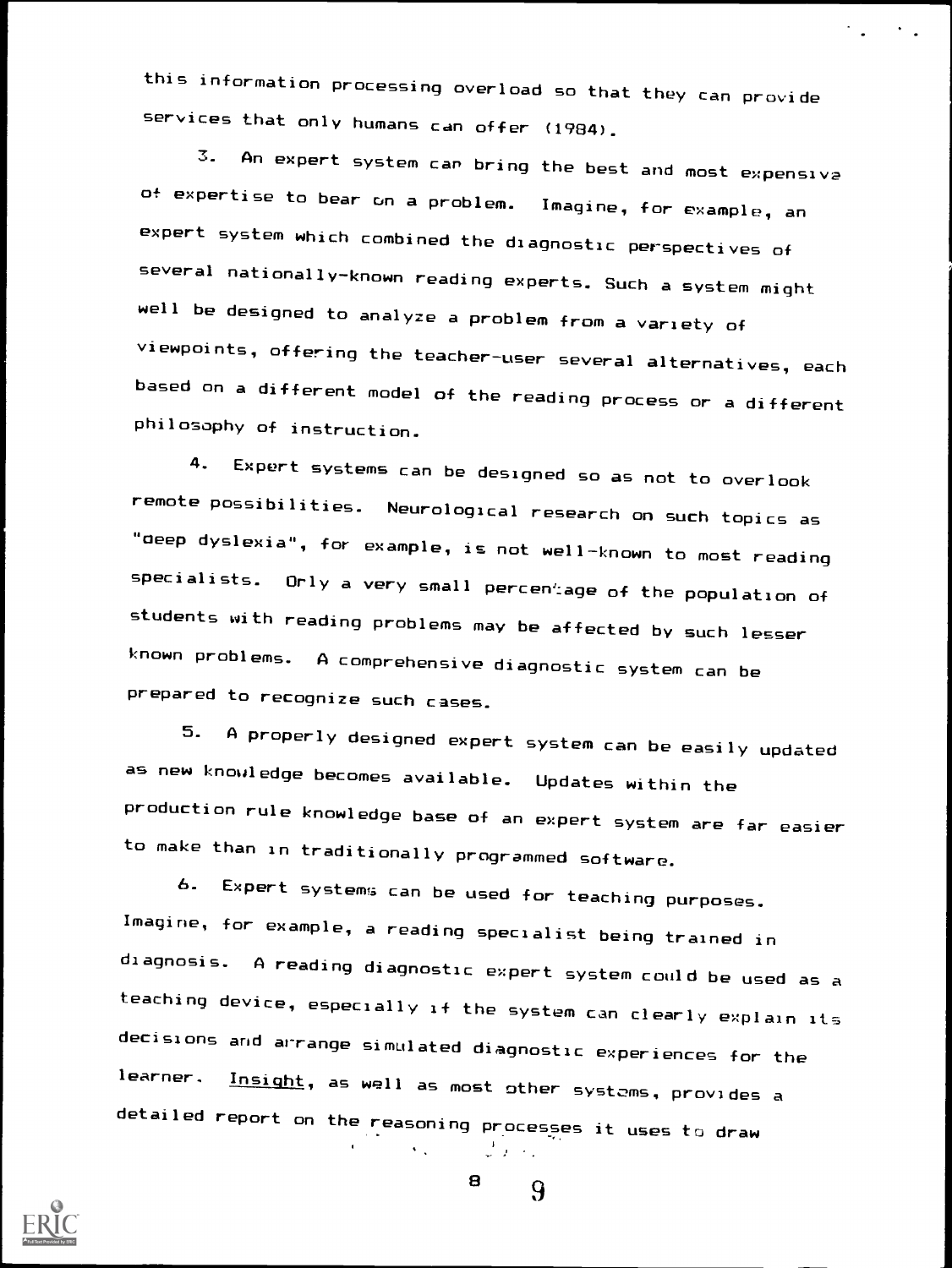this information processing overload so that they can provide services that only humans can offer (1984).

3. An expert system can bring the best and most expensive of expertise to bear on a problem. Imagine, for example, an expert system which combined the diagnostic perspectives of several nationally-known reading experts. Such a system might well be designed to analyze a problem from a variety of viewpoints, offering the teacher-user several alternatives, each based on a different model of the reading process or a different philosophy of instruction.

4. Expert systems can be designed so as not to overlook remote possibilities. Neurological research on such topics as "deep dyslexia", for example, is not well-known to most reading specialists. Only a very small percentage of the population of students with reading problems may be affected by such lesser known problems. A comprehensive diagnostic system can be prepared to recognize such cases.

5. A properly designed expert system can be easily updated as new knowledge becomes available. Updates within the production rule knowledge base of an expert system are far easier to make than in traditionally programmed software.

6. Expert systems can be used for teaching purposes. Imagine, for example, a reading specialist being trained in diagnosis. A reading diagnostic expert system could be used as a teaching device, especially if the system can clearly explain its decisions and arrange simulated diagnostic experiences for the learner. Insight, as well as most other systems, provides a detailed report on the reasoning processes it uses to draw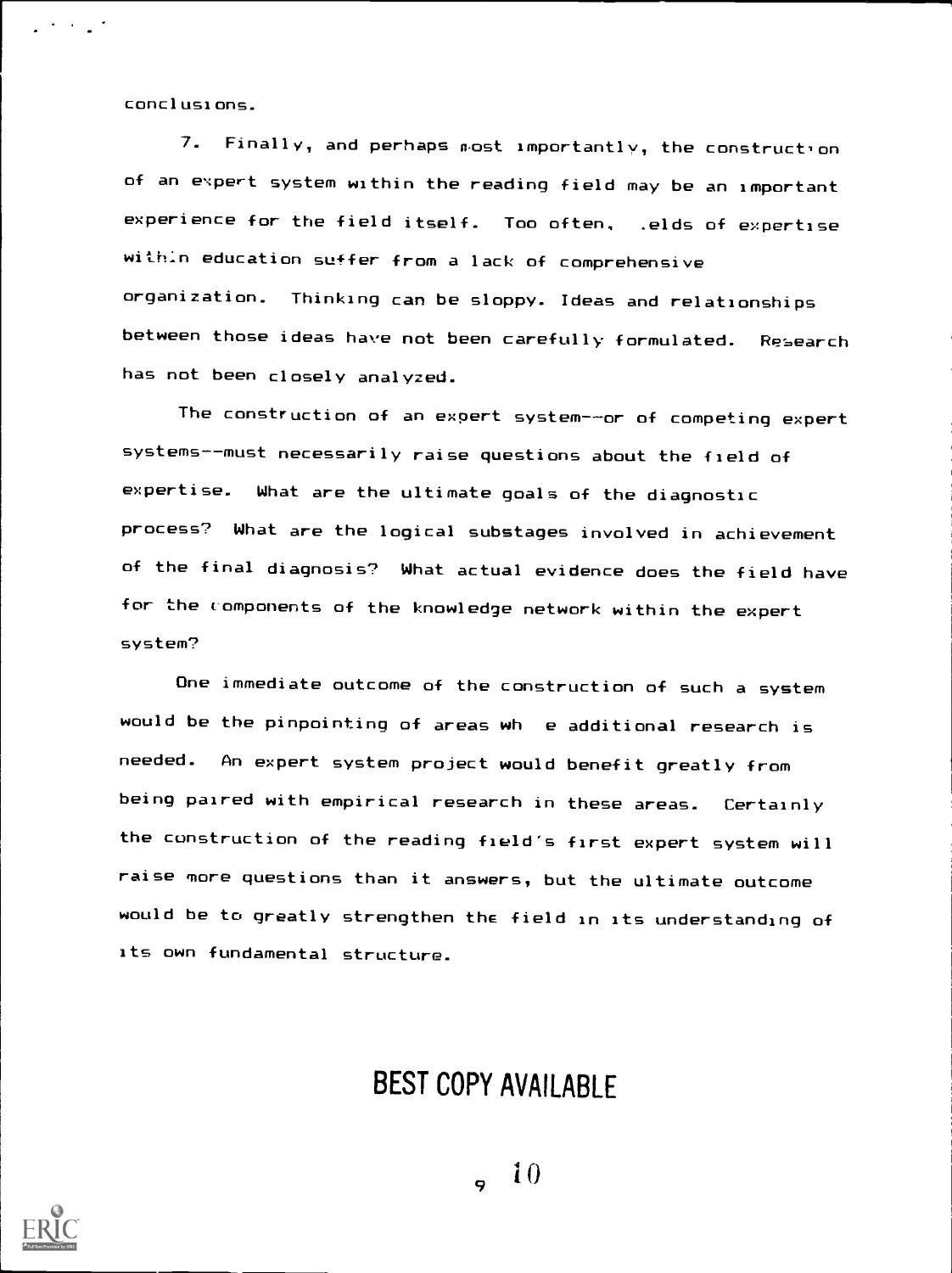conclusions.

7. Finally, and perhaps most importantly, the construction of an expert system within the reading field may be an important experience for the field itself. Too often, .elds of expertise within education suffer from a lack of comprehensive organization. Thinking can be sloppy. Ideas and relationships between those ideas have not been carefully formulated. Research has not been closely analyzed.

The construction of an expert system--or of competing expert systems--must necessarily raise questions about the field of expertise. What are the ultimate goals of the diagnostic process? What are the logical substages involved in achievement of the final diagnosis? What actual evidence does the field have for the components of the knowledge network within the expert system?

One immediate outcome of the construction of such a system would be the pinpointing of areas wh e additional research is needed. An expert system project would benefit greatly from being paired with empirical research in these areas. Certainly the construction of the reading field's first expert system will raise more questions than it answers, but the ultimate outcome would be to greatly strengthen the field in its understanding of its own fundamental structure.

BEST COPY AVAILABLE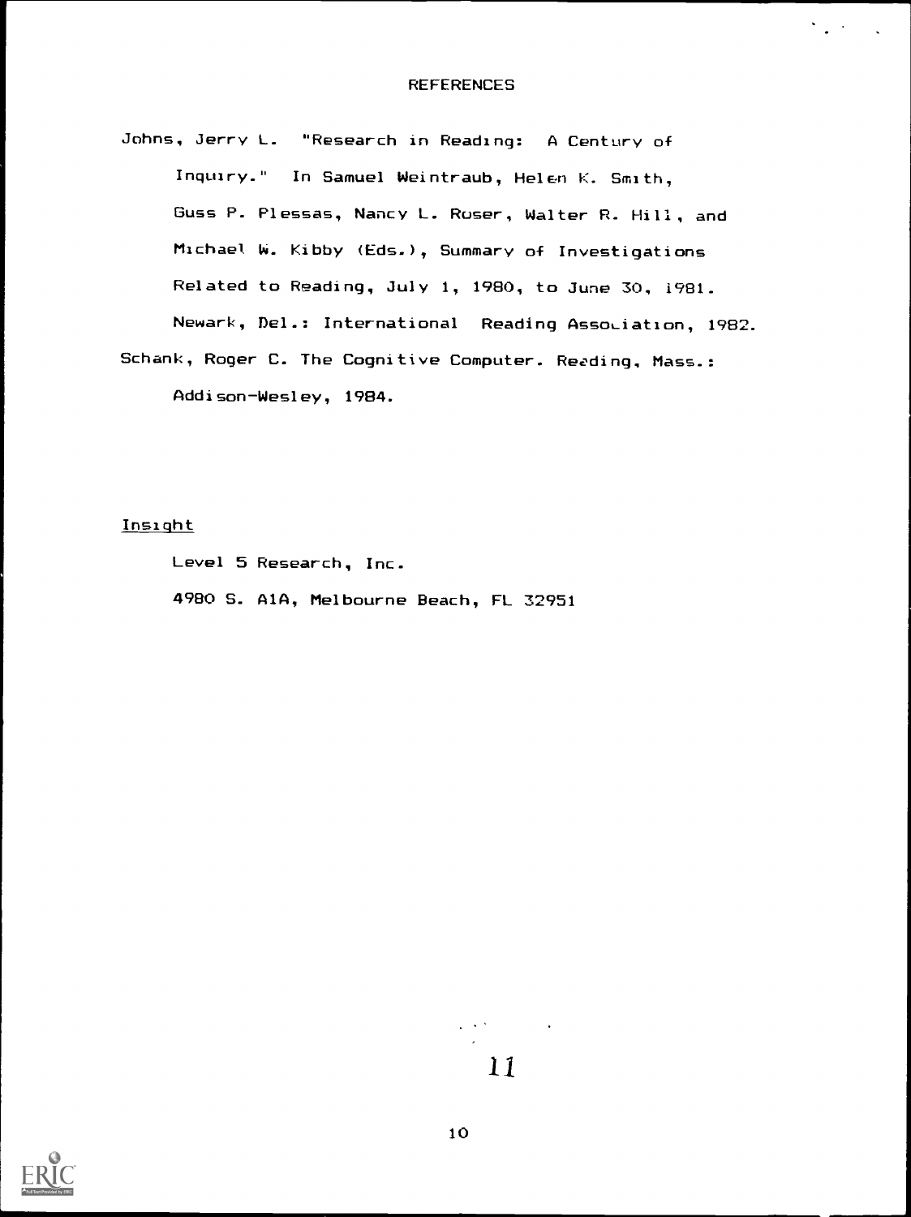## REFERENCES

Johns, Jerry L. "Research in Reading: A Century of Inquiry." In Samuel Weintraub, Helen K. Smith, Guss P. Plessas, Nancy L. Roser, Walter R. Hill, and Michael W. Kibby (Eds.), Summary of Investigations Related to Reading, July 1, 1980, to June 30, 1981. Newark, Del.: International Reading Association, 1982.

Schank, Roger C. The Cognitive Computer. Reading, Mass.: Addison-Wesley, 1984.

<u>Insight</u>

Level 5 Research, Inc.
4980 S. A1A, Melbourne Beach, FL 32951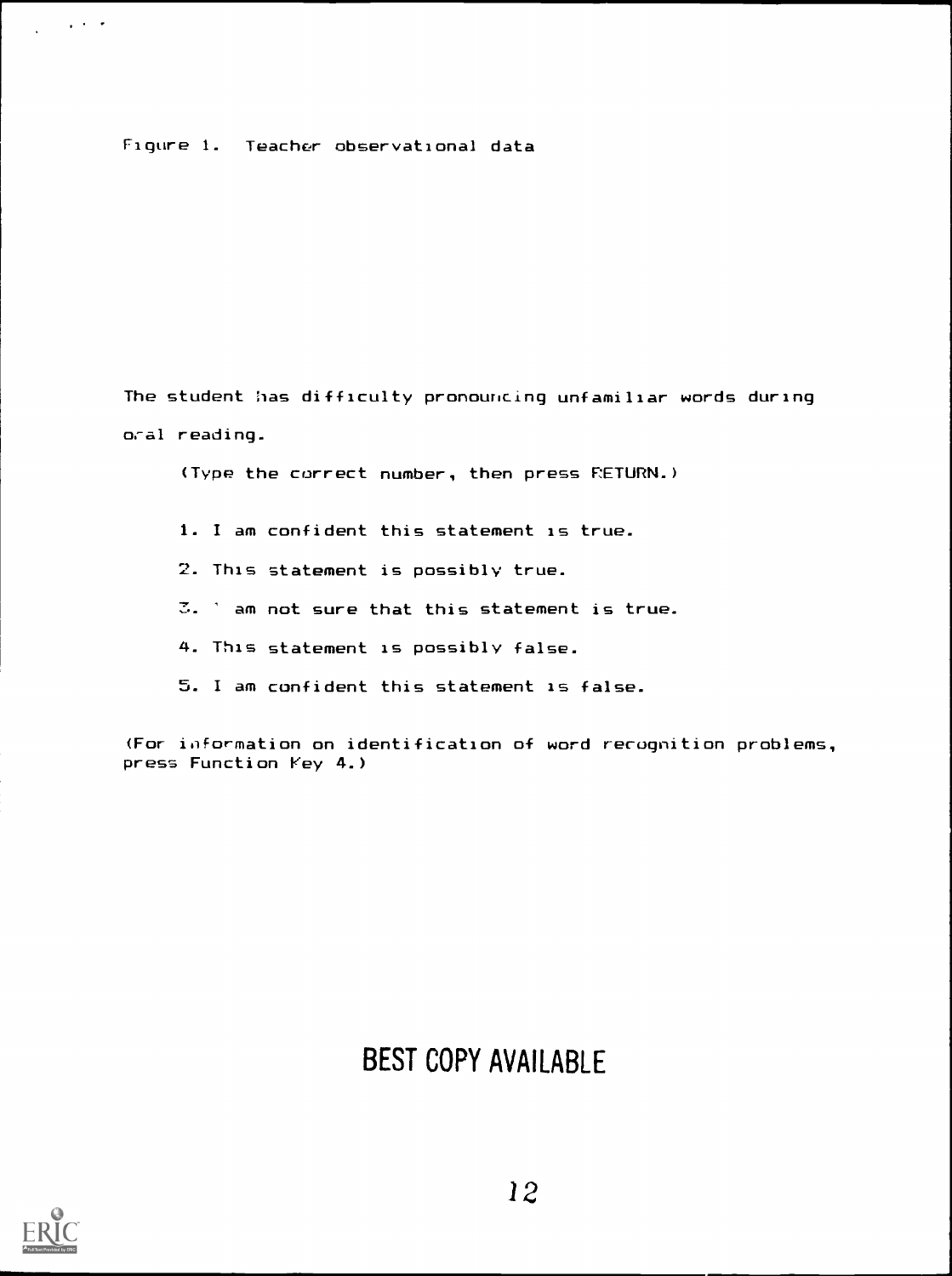Figure 1. Teacher observational data

The student has difficulty pronouncing unfamiliar words during oral reading.

(Type the correct number, then press RETURN.)

1. I am confident this statement is true.
2. This statement is possibly true.
3. I am not sure that this statement is true.
4. This statement is possibly false.
5. I am confident this statement is false.

(For information on identification of word recognition problems, press Function Key 4.)

BEST COPY AVAILABLE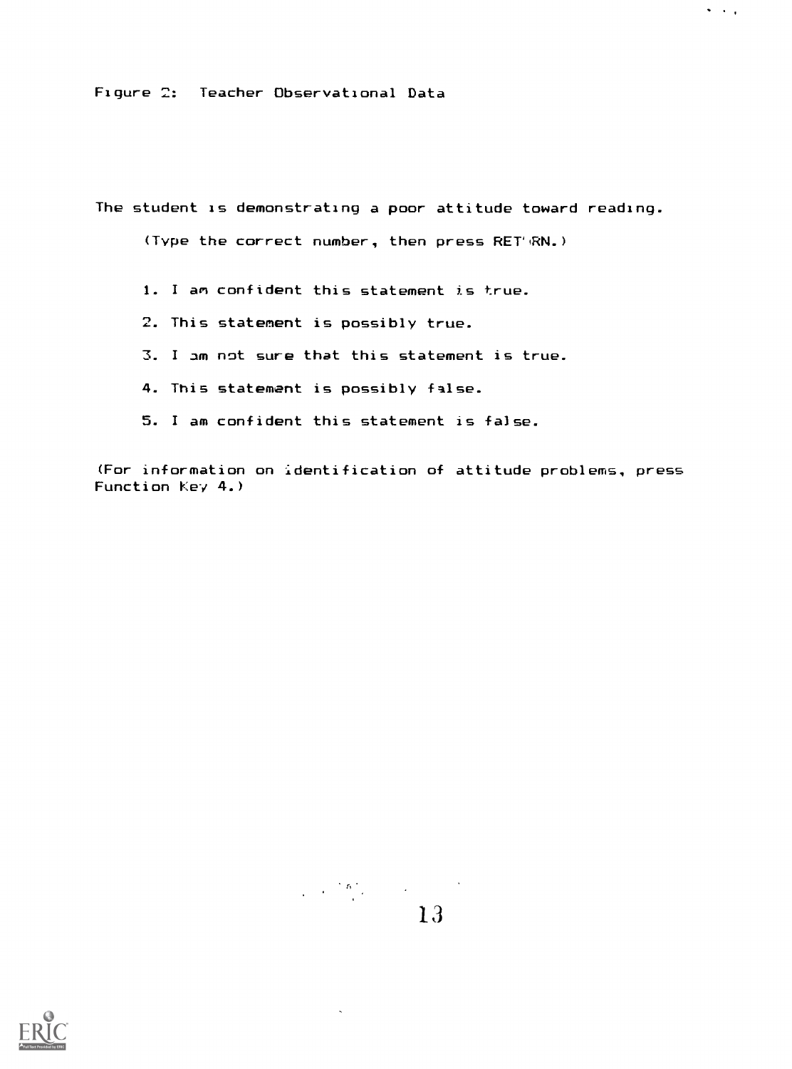Figure 2: Teacher Observational Data

The student is demonstrating a poor attitude toward reading.

(Type the correct number, then press RETURN.)

1. I am confident this statement is true.
2. This statement is possibly true.
3. I am not sure that this statement is true.
4. This statement is possibly false.
5. I am confident this statement is false.

(For information on identification of attitude problems, press Function Key 4.)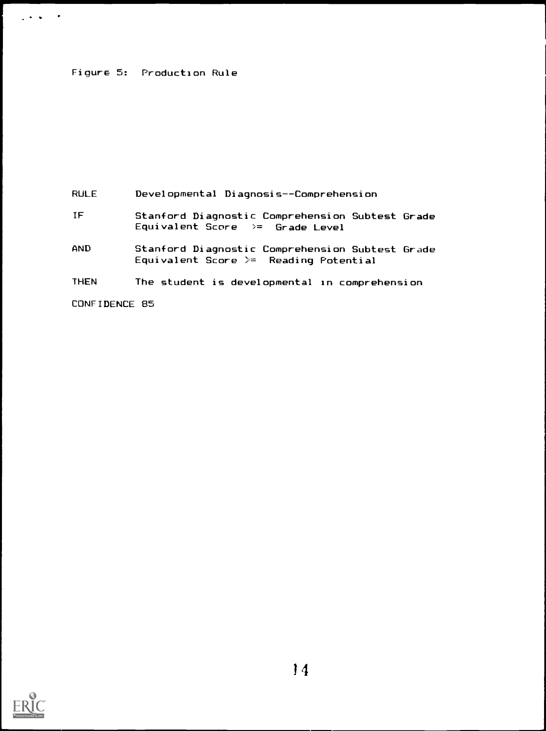Figure 5: Production Rule

| | |
|---|---|
| RULE | Developmental Diagnosis--Comprehension |
| IF | Stanford Diagnostic Comprehension Subtest Grade Equivalent Score >= Grade Level |
| AND | Stanford Diagnostic Comprehension Subtest Grade Equivalent Score >= Reading Potential |
| THEN | The student is developmental in comprehension |

CONFIDENCE 85